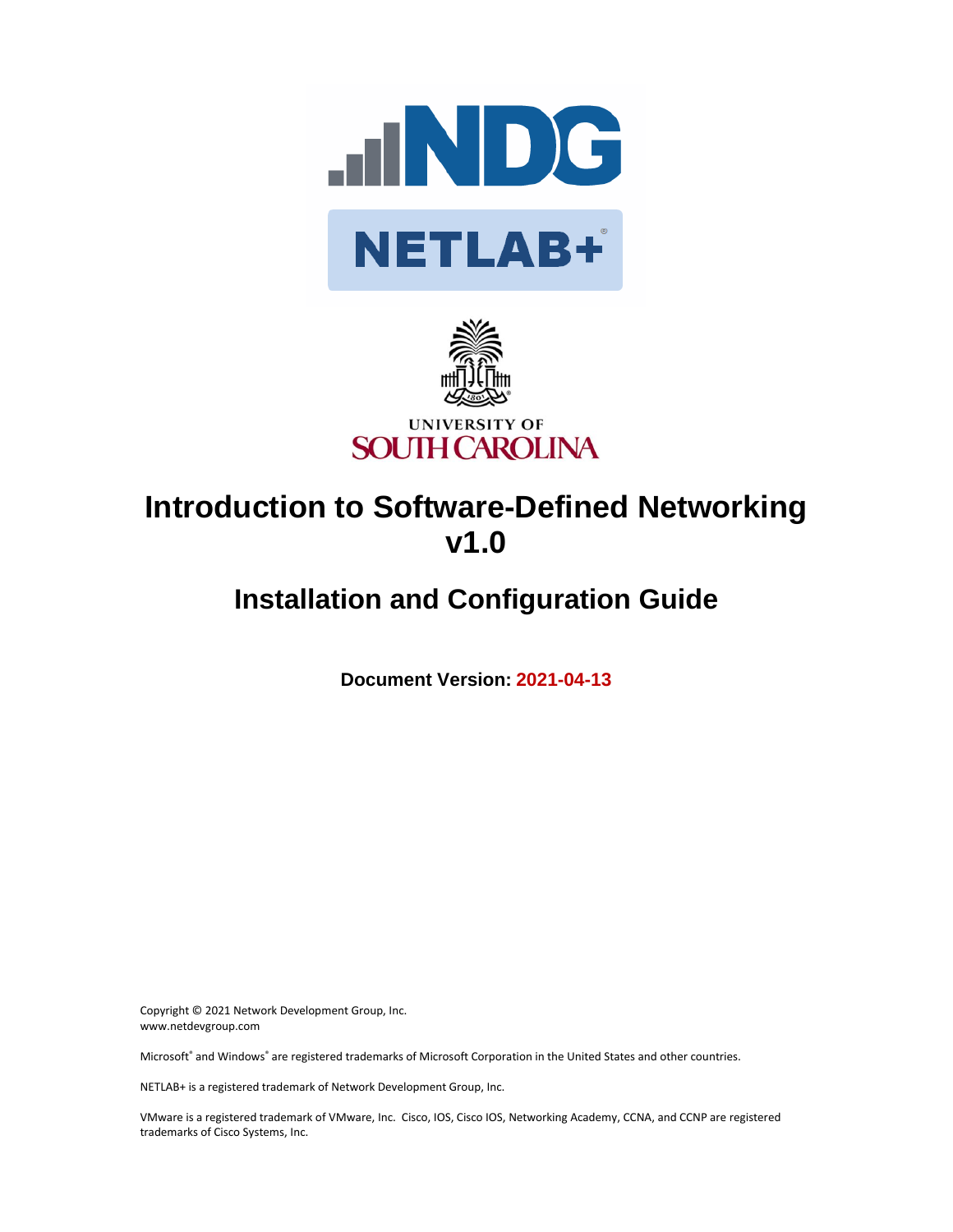# Introduction to Software-Defined Networking v1.0

## Installation and Configuration Guide

**Document Version: 2021-04-13**

Copyright © 2021 Network Development Group, Inc.
www.netdevgroup.com

Microsoft® and Windows® are registered trademarks of Microsoft Corporation in the United States and other countries.

NETLAB+ is a registered trademark of Network Development Group, Inc.

VMware is a registered trademark of VMware, Inc. Cisco, IOS, Cisco IOS, Networking Academy, CCNA, and CCNP are registered trademarks of Cisco Systems, Inc.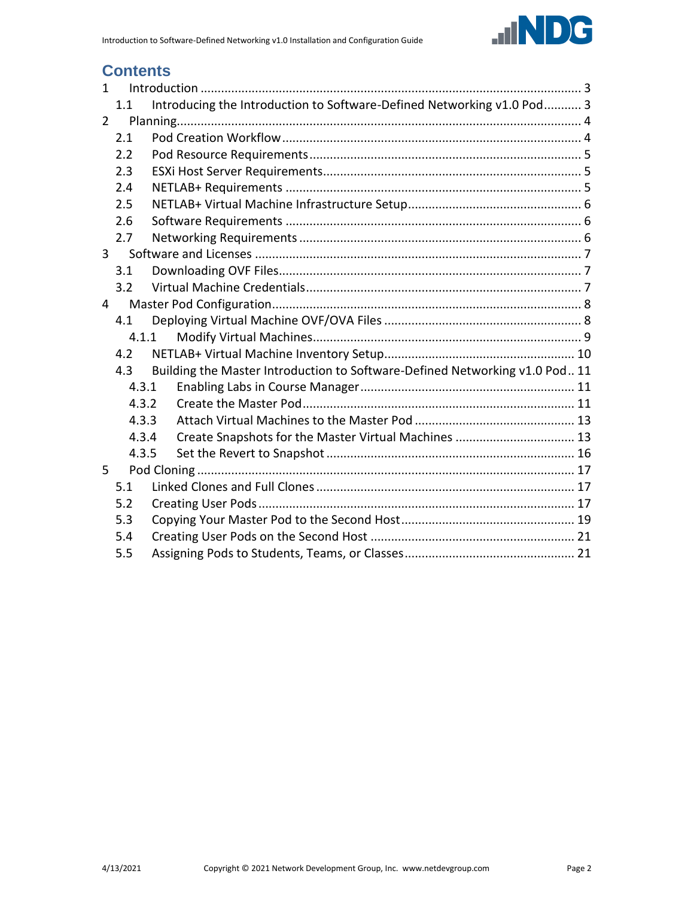# Contents

1 Introduction ........................................................................................................ 3
  1.1 Introducing the Introduction to Software-Defined Networking v1.0 Pod ........... 3
2 Planning.............................................................................................................. 4
  2.1 Pod Creation Workflow .................................................................................. 4
  2.2 Pod Resource Requirements .......................................................................... 5
  2.3 ESXi Host Server Requirements..................................................................... 5
  2.4 NETLAB+ Requirements ................................................................................ 5
  2.5 NETLAB+ Virtual Machine Infrastructure Setup............................................. 6
  2.6 Software Requirements ................................................................................ 6
  2.7 Networking Requirements ............................................................................ 6
3 Software and Licenses ........................................................................................ 7
  3.1 Downloading OVF Files.................................................................................. 7
  3.2 Virtual Machine Credentials.......................................................................... 7
4 Master Pod Configuration.................................................................................... 8
  4.1 Deploying Virtual Machine OVF/OVA Files .................................................... 8
    4.1.1 Modify Virtual Machines............................................................................ 9
  4.2 NETLAB+ Virtual Machine Inventory Setup.................................................. 10
  4.3 Building the Master Introduction to Software-Defined Networking v1.0 Pod.. 11
    4.3.1 Enabling Labs in Course Manager ............................................................ 11
    4.3.2 Create the Master Pod............................................................................. 11
    4.3.3 Attach Virtual Machines to the Master Pod ............................................. 13
    4.3.4 Create Snapshots for the Master Virtual Machines ................................. 13
    4.3.5 Set the Revert to Snapshot ....................................................................... 16
5 Pod Cloning ........................................................................................................ 17
  5.1 Linked Clones and Full Clones ..................................................................... 17
  5.2 Creating User Pods ...................................................................................... 17
  5.3 Copying Your Master Pod to the Second Host.............................................. 19
  5.4 Creating User Pods on the Second Host ...................................................... 21
  5.5 Assigning Pods to Students, Teams, or Classes............................................ 21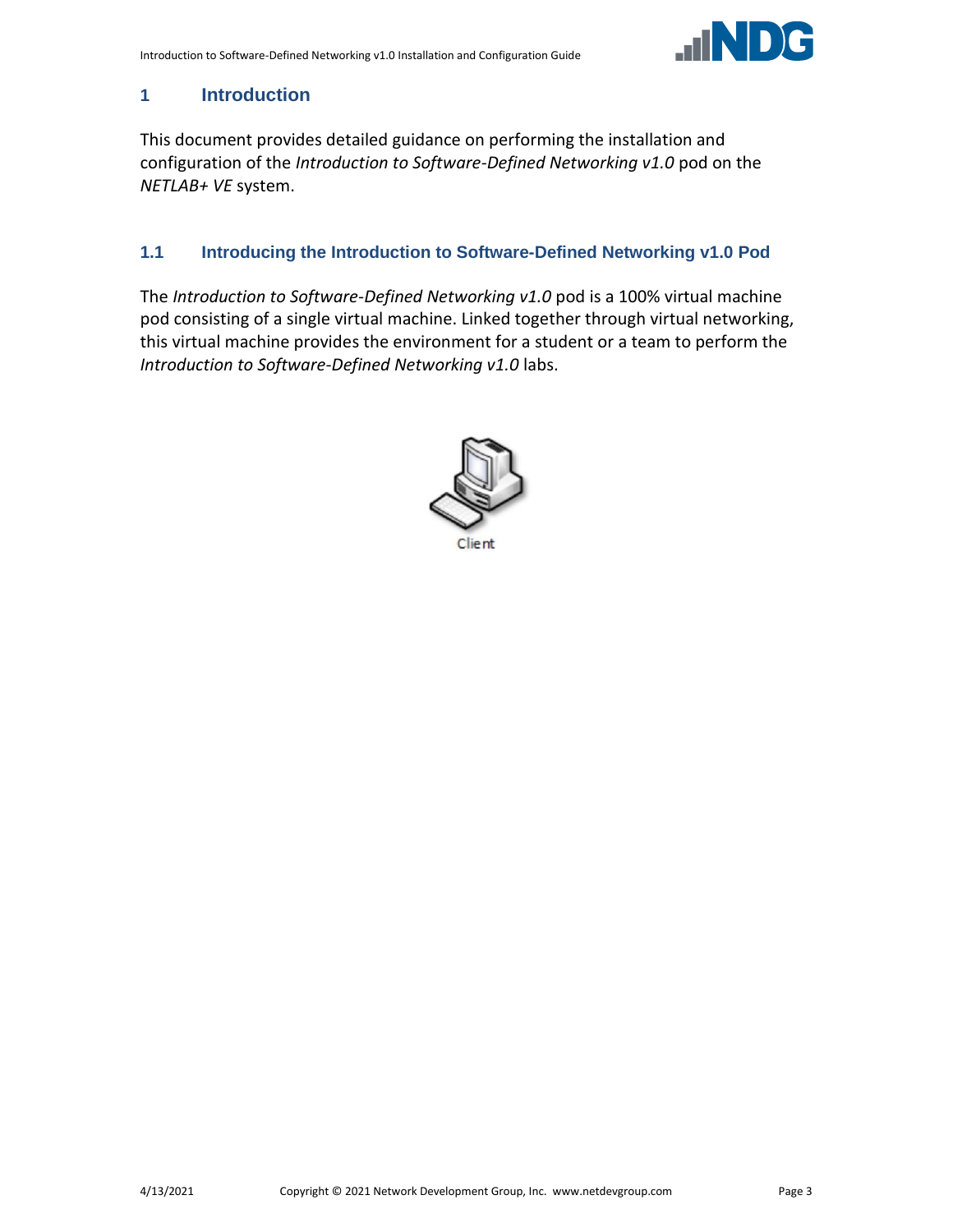# 1 Introduction

This document provides detailed guidance on performing the installation and configuration of the *Introduction to Software-Defined Networking v1.0* pod on the *NETLAB+ VE* system.

## 1.1 Introducing the Introduction to Software-Defined Networking v1.0 Pod

The *Introduction to Software-Defined Networking v1.0* pod is a 100% virtual machine pod consisting of a single virtual machine. Linked together through virtual networking, this virtual machine provides the environment for a student or a team to perform the *Introduction to Software-Defined Networking v1.0* labs.

Client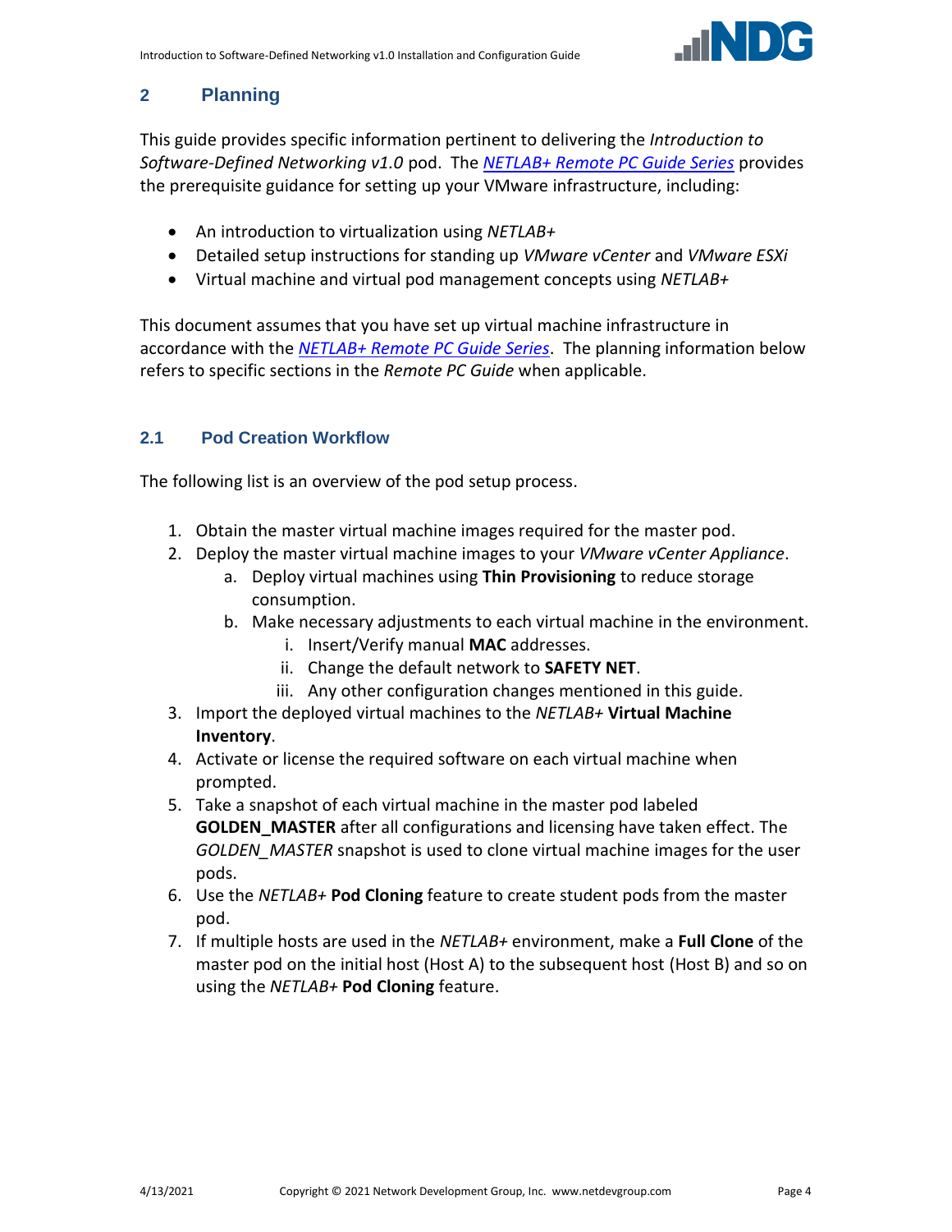## 2 Planning

This guide provides specific information pertinent to delivering the *Introduction to Software-Defined Networking v1.0* pod. The *NETLAB+ Remote PC Guide Series* provides the prerequisite guidance for setting up your VMware infrastructure, including:

- An introduction to virtualization using *NETLAB+*
- Detailed setup instructions for standing up *VMware vCenter* and *VMware ESXi*
- Virtual machine and virtual pod management concepts using *NETLAB+*

This document assumes that you have set up virtual machine infrastructure in accordance with the *NETLAB+ Remote PC Guide Series*. The planning information below refers to specific sections in the *Remote PC Guide* when applicable.

### 2.1 Pod Creation Workflow

The following list is an overview of the pod setup process.

1. Obtain the master virtual machine images required for the master pod.
2. Deploy the master virtual machine images to your *VMware vCenter Appliance*.
    a. Deploy virtual machines using **Thin Provisioning** to reduce storage consumption.
    b. Make necessary adjustments to each virtual machine in the environment.
        i. Insert/Verify manual **MAC** addresses.
        ii. Change the default network to **SAFETY NET**.
        iii. Any other configuration changes mentioned in this guide.
3. Import the deployed virtual machines to the *NETLAB+* **Virtual Machine Inventory**.
4. Activate or license the required software on each virtual machine when prompted.
5. Take a snapshot of each virtual machine in the master pod labeled **GOLDEN_MASTER** after all configurations and licensing have taken effect. The *GOLDEN_MASTER* snapshot is used to clone virtual machine images for the user pods.
6. Use the *NETLAB+* **Pod Cloning** feature to create student pods from the master pod.
7. If multiple hosts are used in the *NETLAB+* environment, make a **Full Clone** of the master pod on the initial host (Host A) to the subsequent host (Host B) and so on using the *NETLAB+* **Pod Cloning** feature.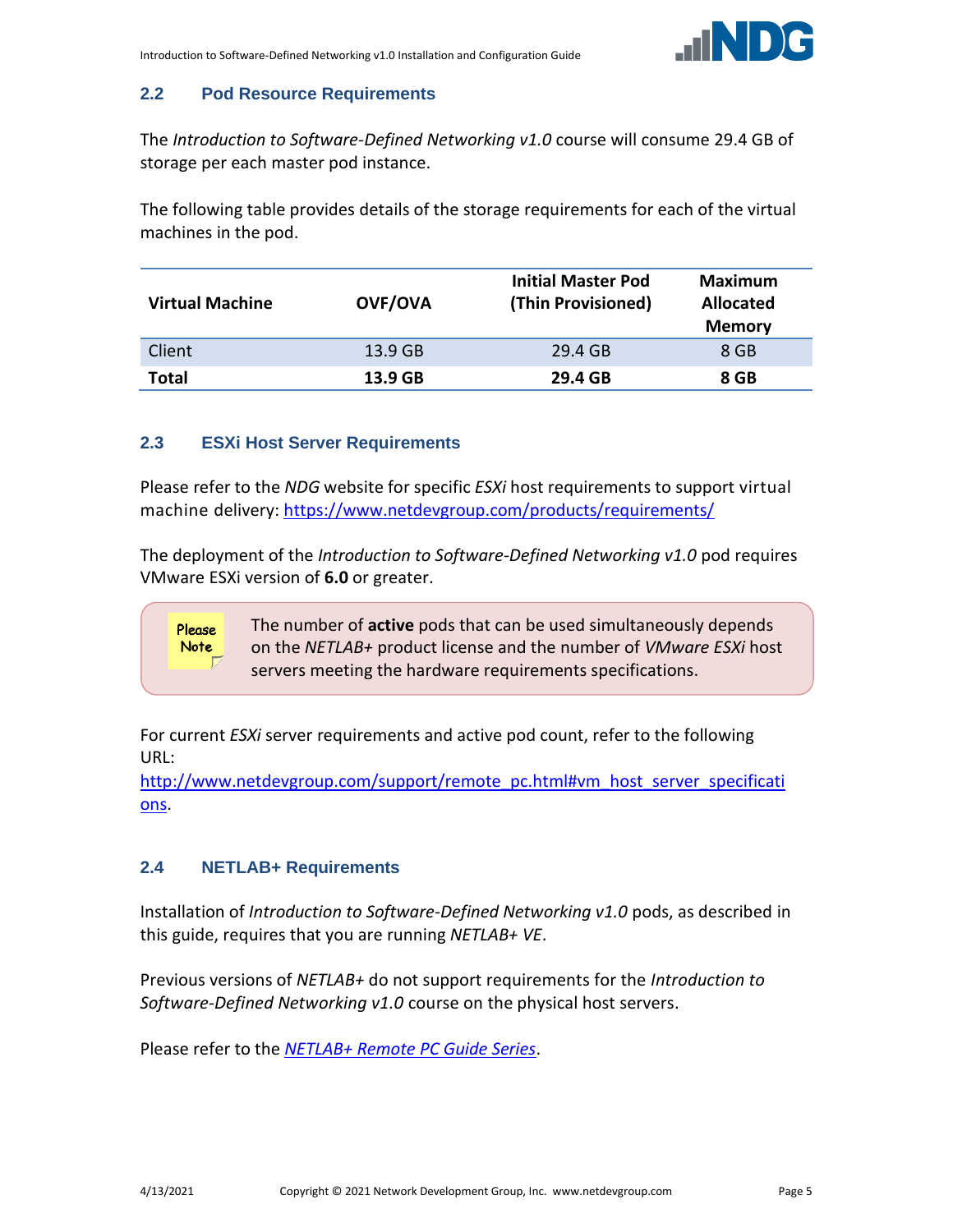## 2.2 Pod Resource Requirements

The *Introduction to Software-Defined Networking v1.0* course will consume 29.4 GB of storage per each master pod instance.

The following table provides details of the storage requirements for each of the virtual machines in the pod.

| Virtual Machine | OVF/OVA | Initial Master Pod (Thin Provisioned) | Maximum Allocated Memory |
|---|---|---|---|
| Client | 13.9 GB | 29.4 GB | 8 GB |
| **Total** | **13.9 GB** | **29.4 GB** | **8 GB** |

## 2.3 ESXi Host Server Requirements

Please refer to the *NDG* website for specific *ESXi* host requirements to support virtual machine delivery: https://www.netdevgroup.com/products/requirements/

The deployment of the *Introduction to Software-Defined Networking v1.0* pod requires VMware ESXi version of **6.0** or greater.

> Please Note: The number of **active** pods that can be used simultaneously depends on the *NETLAB+* product license and the number of *VMware ESXi* host servers meeting the hardware requirements specifications.

For current *ESXi* server requirements and active pod count, refer to the following URL:
http://www.netdevgroup.com/support/remote_pc.html#vm_host_server_specifications.

## 2.4 NETLAB+ Requirements

Installation of *Introduction to Software-Defined Networking v1.0* pods, as described in this guide, requires that you are running *NETLAB+ VE*.

Previous versions of *NETLAB+* do not support requirements for the *Introduction to Software-Defined Networking v1.0* course on the physical host servers.

Please refer to the *NETLAB+ Remote PC Guide Series*.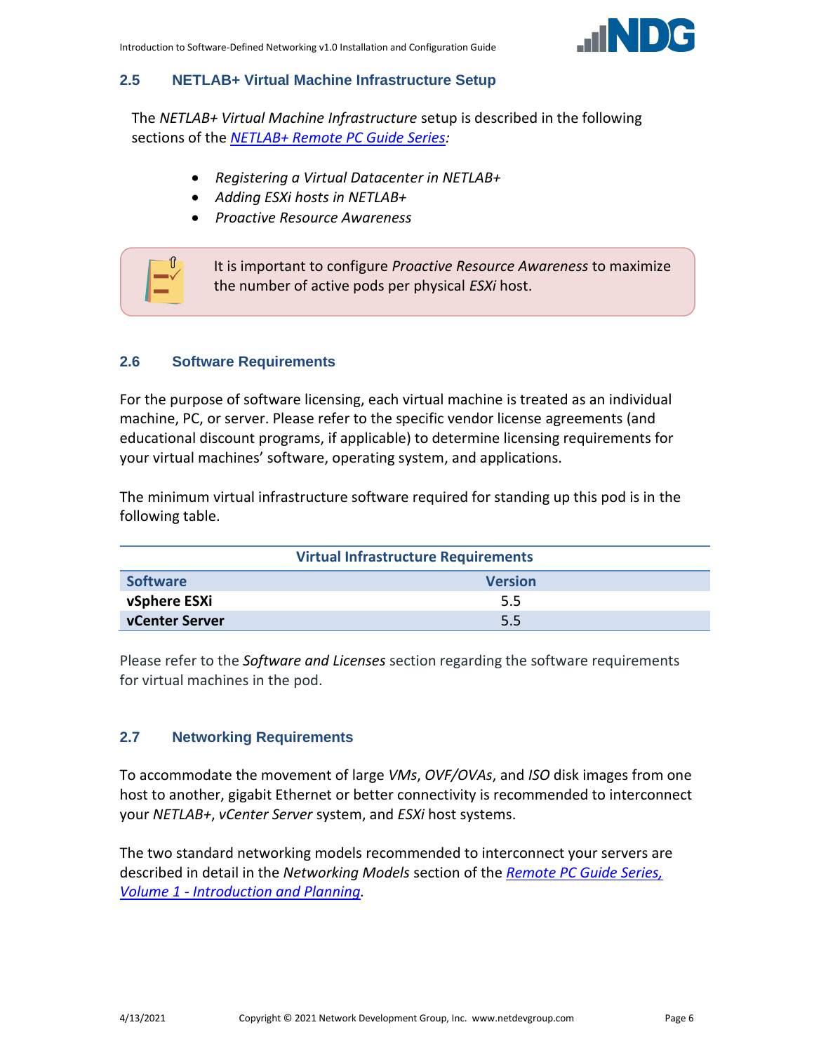### 2.5 NETLAB+ Virtual Machine Infrastructure Setup

The *NETLAB+ Virtual Machine Infrastructure* setup is described in the following sections of the *NETLAB+ Remote PC Guide Series*:

- *Registering a Virtual Datacenter in NETLAB+*
- *Adding ESXi hosts in NETLAB+*
- *Proactive Resource Awareness*

It is important to configure *Proactive Resource Awareness* to maximize the number of active pods per physical *ESXi* host.

### 2.6 Software Requirements

For the purpose of software licensing, each virtual machine is treated as an individual machine, PC, or server. Please refer to the specific vendor license agreements (and educational discount programs, if applicable) to determine licensing requirements for your virtual machines' software, operating system, and applications.

The minimum virtual infrastructure software required for standing up this pod is in the following table.

| Virtual Infrastructure Requirements | |
|---|---|
| **Software** | **Version** |
| **vSphere ESXi** | 5.5 |
| **vCenter Server** | 5.5 |

Please refer to the *Software and Licenses* section regarding the software requirements for virtual machines in the pod.

### 2.7 Networking Requirements

To accommodate the movement of large *VMs*, *OVF/OVAs*, and *ISO* disk images from one host to another, gigabit Ethernet or better connectivity is recommended to interconnect your *NETLAB+*, *vCenter Server* system, and *ESXi* host systems.

The two standard networking models recommended to interconnect your servers are described in detail in the *Networking Models* section of the *Remote PC Guide Series, Volume 1 - Introduction and Planning*.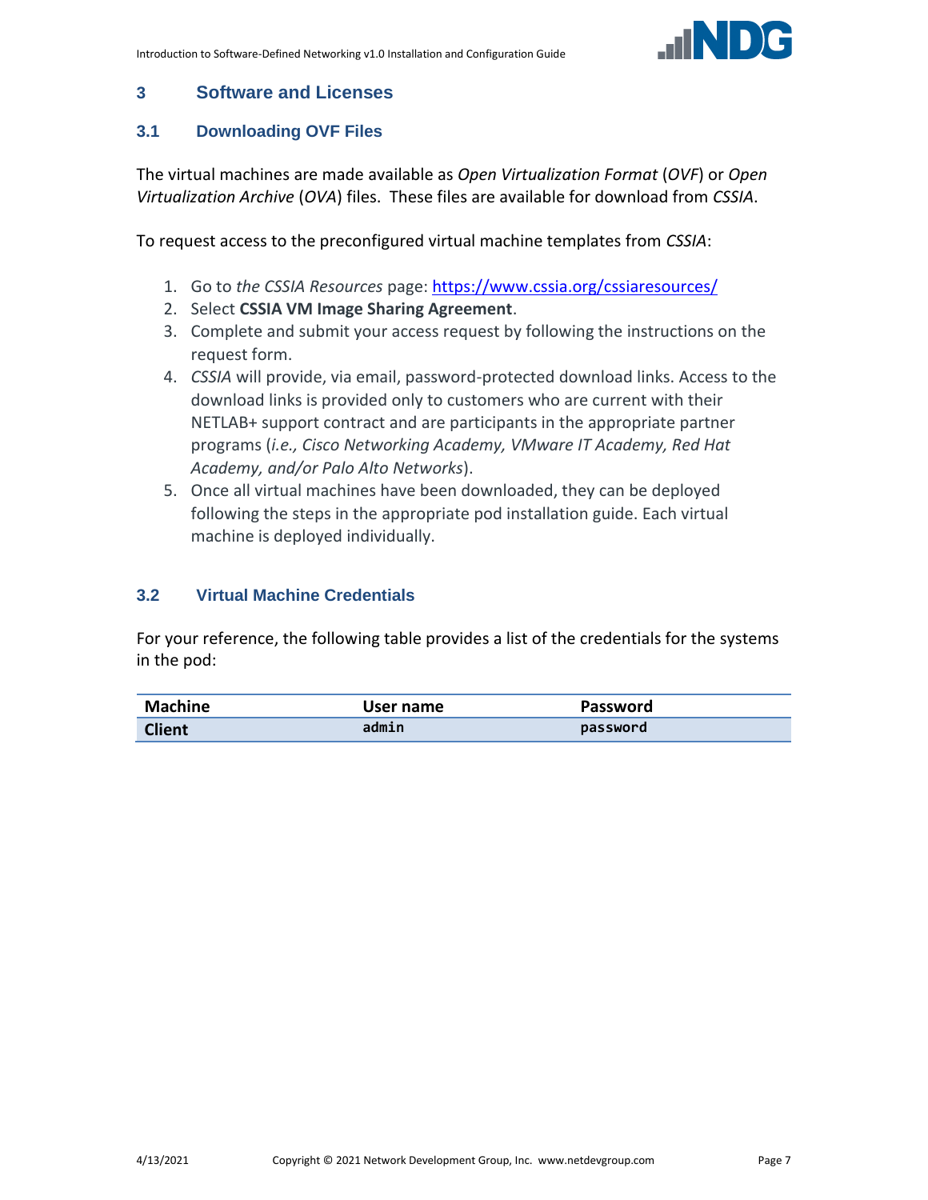## 3 Software and Licenses

### 3.1 Downloading OVF Files

The virtual machines are made available as *Open Virtualization Format* (*OVF*) or *Open Virtualization Archive* (*OVA*) files. These files are available for download from *CSSIA*.

To request access to the preconfigured virtual machine templates from *CSSIA*:

1. Go to *the CSSIA Resources* page: [https://www.cssia.org/cssiaresources/](https://www.cssia.org/cssiaresources/)
2. Select **CSSIA VM Image Sharing Agreement**.
3. Complete and submit your access request by following the instructions on the request form.
4. *CSSIA* will provide, via email, password-protected download links. Access to the download links is provided only to customers who are current with their NETLAB+ support contract and are participants in the appropriate partner programs (*i.e., Cisco Networking Academy, VMware IT Academy, Red Hat Academy, and/or Palo Alto Networks*).
5. Once all virtual machines have been downloaded, they can be deployed following the steps in the appropriate pod installation guide. Each virtual machine is deployed individually.

### 3.2 Virtual Machine Credentials

For your reference, the following table provides a list of the credentials for the systems in the pod:

| Machine | User name | Password |
|---|---|---|
| **Client** | `admin` | `password` |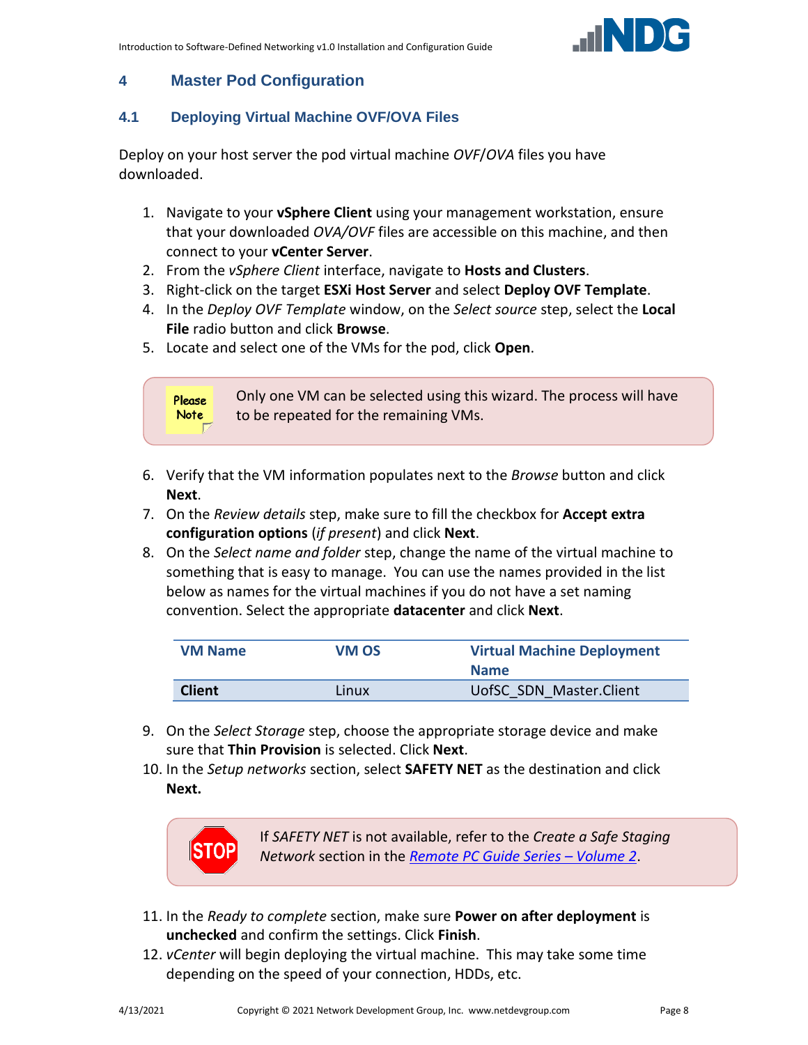# 4 Master Pod Configuration

## 4.1 Deploying Virtual Machine OVF/OVA Files

Deploy on your host server the pod virtual machine *OVF*/*OVA* files you have downloaded.

1. Navigate to your **vSphere Client** using your management workstation, ensure that your downloaded *OVA/OVF* files are accessible on this machine, and then connect to your **vCenter Server**.
2. From the *vSphere Client* interface, navigate to **Hosts and Clusters**.
3. Right-click on the target **ESXi Host Server** and select **Deploy OVF Template**.
4. In the *Deploy OVF Template* window, on the *Select source* step, select the **Local File** radio button and click **Browse**.
5. Locate and select one of the VMs for the pod, click **Open**.

> Please Note
>
> Only one VM can be selected using this wizard. The process will have to be repeated for the remaining VMs.

6. Verify that the VM information populates next to the *Browse* button and click **Next**.
7. On the *Review details* step, make sure to fill the checkbox for **Accept extra configuration options** (*if present*) and click **Next**.
8. On the *Select name and folder* step, change the name of the virtual machine to something that is easy to manage. You can use the names provided in the list below as names for the virtual machines if you do not have a set naming convention. Select the appropriate **datacenter** and click **Next**.

| VM Name | VM OS | Virtual Machine Deployment Name |
|---|---|---|
| **Client** | Linux | UofSC_SDN_Master.Client |

9. On the *Select Storage* step, choose the appropriate storage device and make sure that **Thin Provision** is selected. Click **Next**.
10. In the *Setup networks* section, select **SAFETY NET** as the destination and click **Next.**

> STOP
>
> If *SAFETY NET* is not available, refer to the *Create a Safe Staging Network* section in the *Remote PC Guide Series – Volume 2*.

11. In the *Ready to complete* section, make sure **Power on after deployment** is **unchecked** and confirm the settings. Click **Finish**.
12. *vCenter* will begin deploying the virtual machine. This may take some time depending on the speed of your connection, HDDs, etc.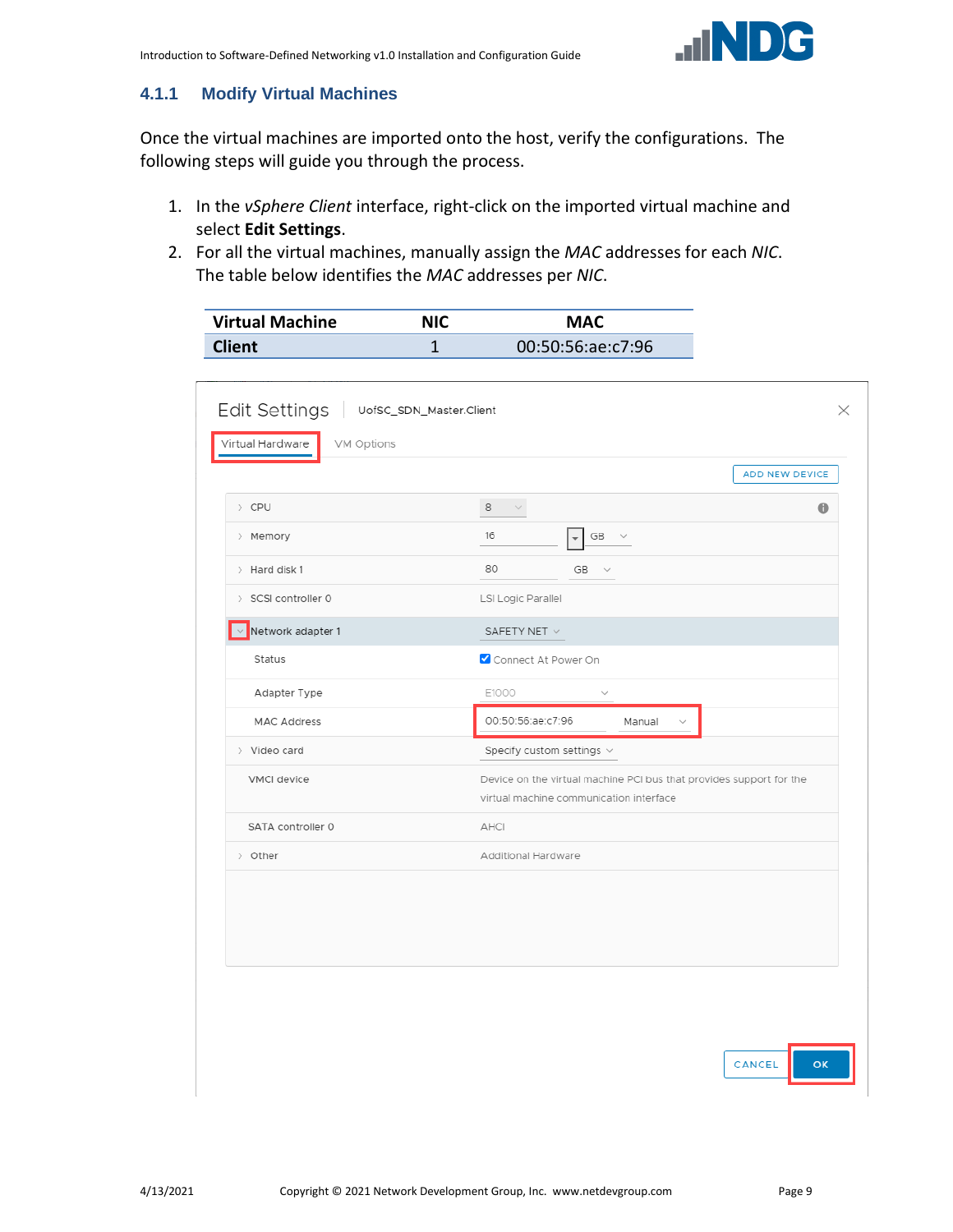### 4.1.1 Modify Virtual Machines

Once the virtual machines are imported onto the host, verify the configurations. The following steps will guide you through the process.

1. In the *vSphere Client* interface, right-click on the imported virtual machine and select **Edit Settings**.
2. For all the virtual machines, manually assign the *MAC* addresses for each *NIC*. The table below identifies the *MAC* addresses per *NIC*.

| Virtual Machine | NIC | MAC |
| --- | --- | --- |
| **Client** | 1 | 00:50:56:ae:c7:96 |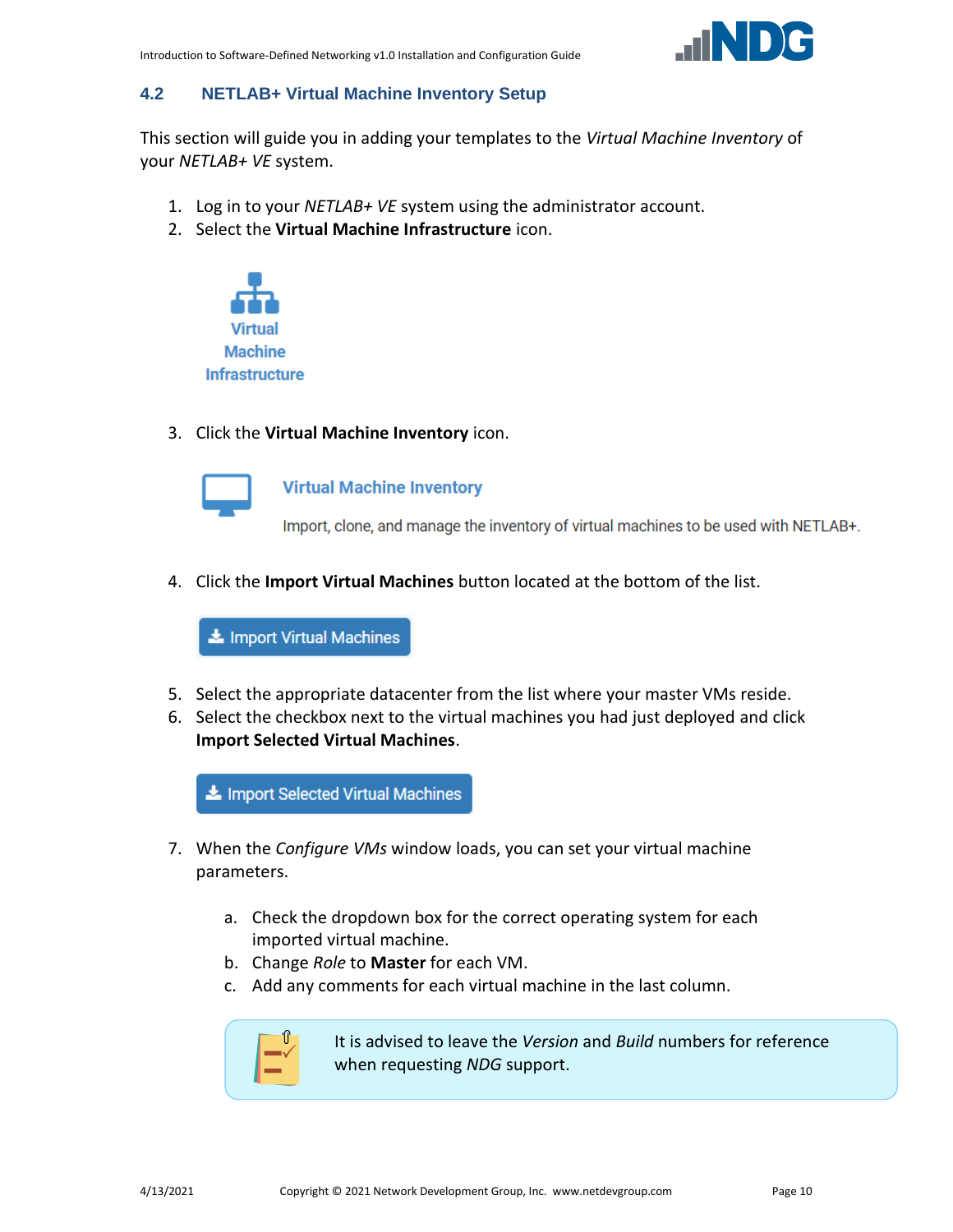## 4.2 NETLAB+ Virtual Machine Inventory Setup

This section will guide you in adding your templates to the *Virtual Machine Inventory* of your *NETLAB+ VE* system.

1. Log in to your *NETLAB+ VE* system using the administrator account.
2. Select the **Virtual Machine Infrastructure** icon.

   Virtual Machine Infrastructure

3. Click the **Virtual Machine Inventory** icon.

   Virtual Machine Inventory

   Import, clone, and manage the inventory of virtual machines to be used with NETLAB+.

4. Click the **Import Virtual Machines** button located at the bottom of the list.

   Import Virtual Machines

5. Select the appropriate datacenter from the list where your master VMs reside.
6. Select the checkbox next to the virtual machines you had just deployed and click **Import Selected Virtual Machines**.

   Import Selected Virtual Machines

7. When the *Configure VMs* window loads, you can set your virtual machine parameters.

   a. Check the dropdown box for the correct operating system for each imported virtual machine.
   b. Change *Role* to **Master** for each VM.
   c. Add any comments for each virtual machine in the last column.

> It is advised to leave the *Version* and *Build* numbers for reference when requesting *NDG* support.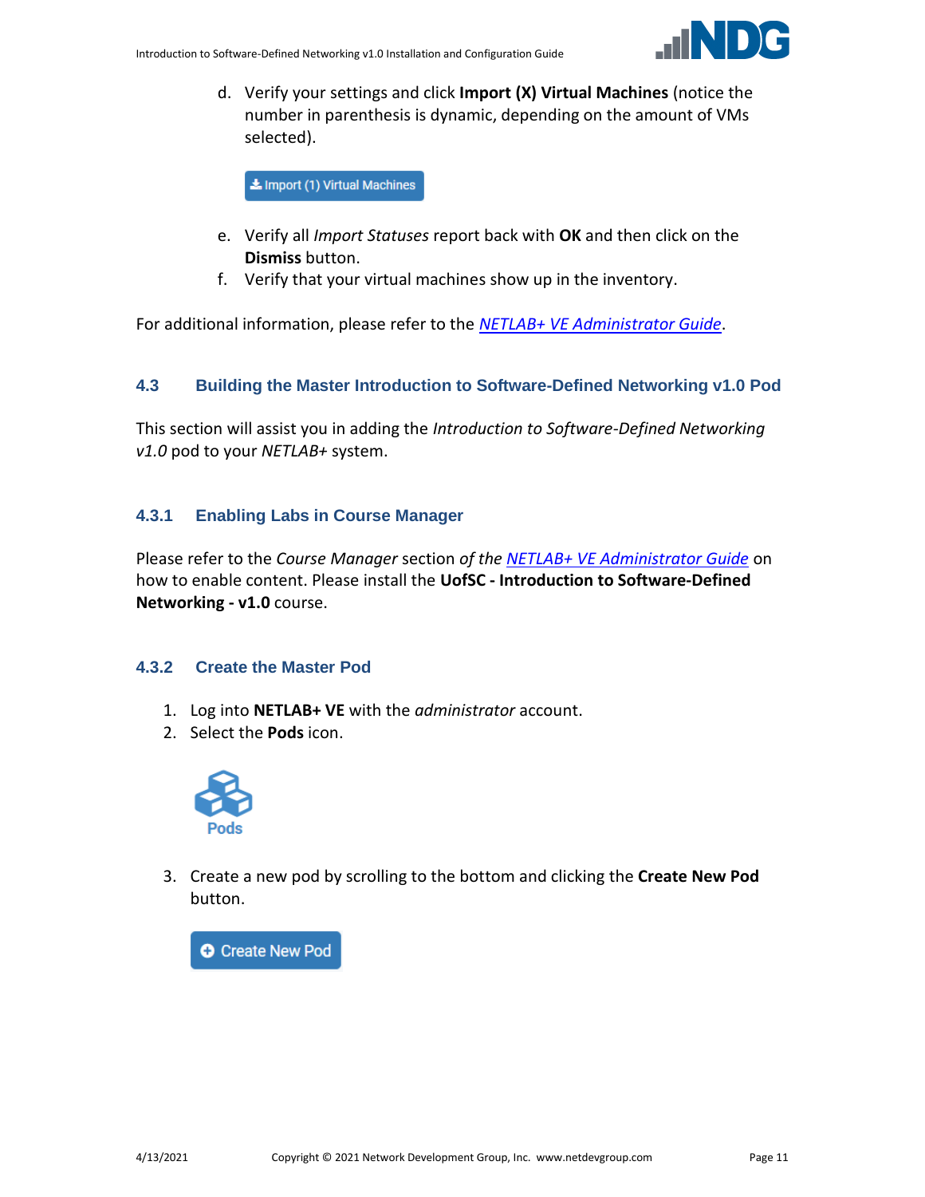d. Verify your settings and click **Import (X) Virtual Machines** (notice the number in parenthesis is dynamic, depending on the amount of VMs selected).

e. Verify all *Import Statuses* report back with **OK** and then click on the **Dismiss** button.

f. Verify that your virtual machines show up in the inventory.

For additional information, please refer to the *NETLAB+ VE Administrator Guide*.

## 4.3 Building the Master Introduction to Software-Defined Networking v1.0 Pod

This section will assist you in adding the *Introduction to Software-Defined Networking v1.0* pod to your *NETLAB+* system.

### 4.3.1 Enabling Labs in Course Manager

Please refer to the *Course Manager* section *of the NETLAB+ VE Administrator Guide* on how to enable content. Please install the **UofSC - Introduction to Software-Defined Networking - v1.0** course.

### 4.3.2 Create the Master Pod

1. Log into **NETLAB+ VE** with the *administrator* account.
2. Select the **Pods** icon.
3. Create a new pod by scrolling to the bottom and clicking the **Create New Pod** button.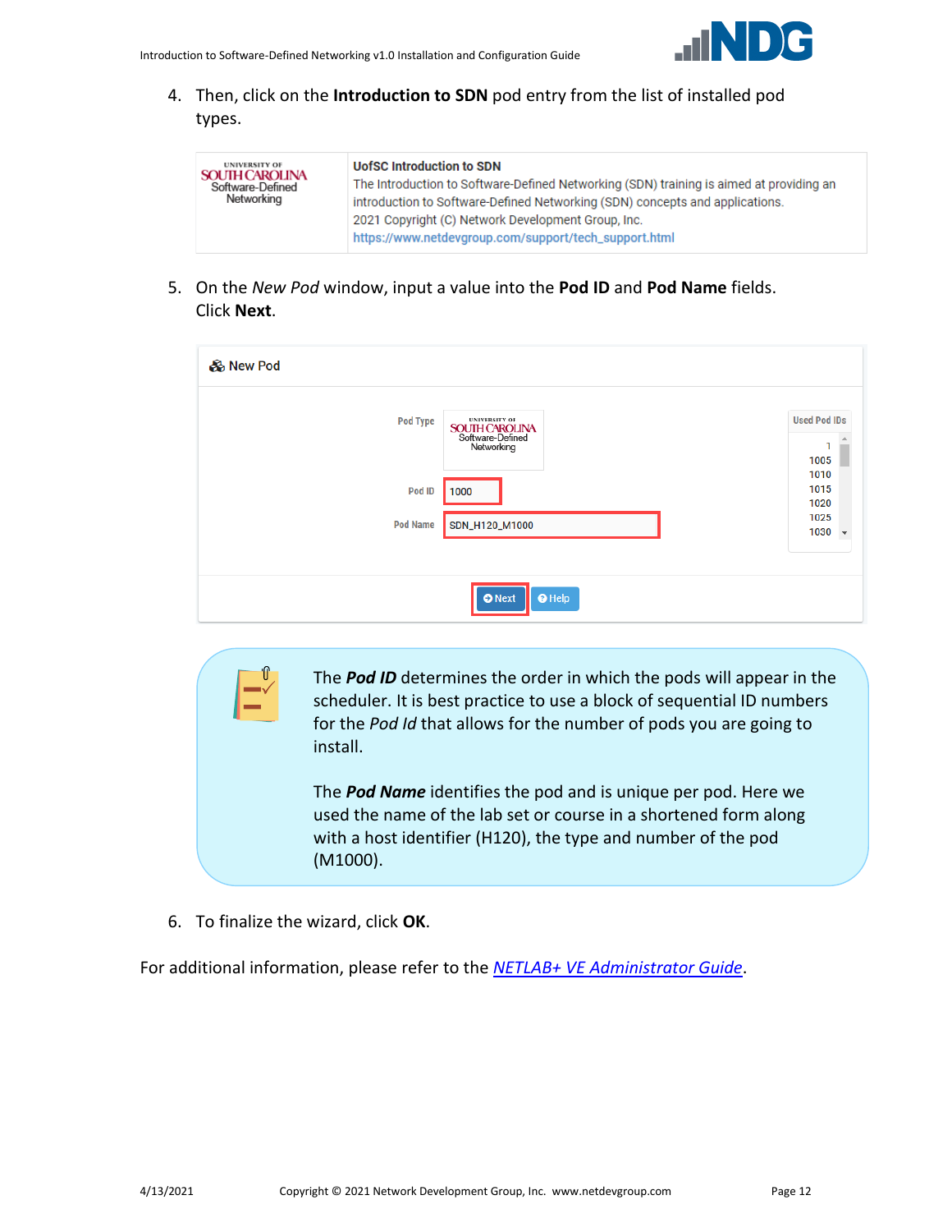4. Then, click on the **Introduction to SDN** pod entry from the list of installed pod types.

5. On the *New Pod* window, input a value into the **Pod ID** and **Pod Name** fields. Click **Next**.

> The ***Pod ID*** determines the order in which the pods will appear in the scheduler. It is best practice to use a block of sequential ID numbers for the *Pod Id* that allows for the number of pods you are going to install.
>
> The ***Pod Name*** identifies the pod and is unique per pod. Here we used the name of the lab set or course in a shortened form along with a host identifier (H120), the type and number of the pod (M1000).

6. To finalize the wizard, click **OK**.

For additional information, please refer to the *NETLAB+ VE Administrator Guide*.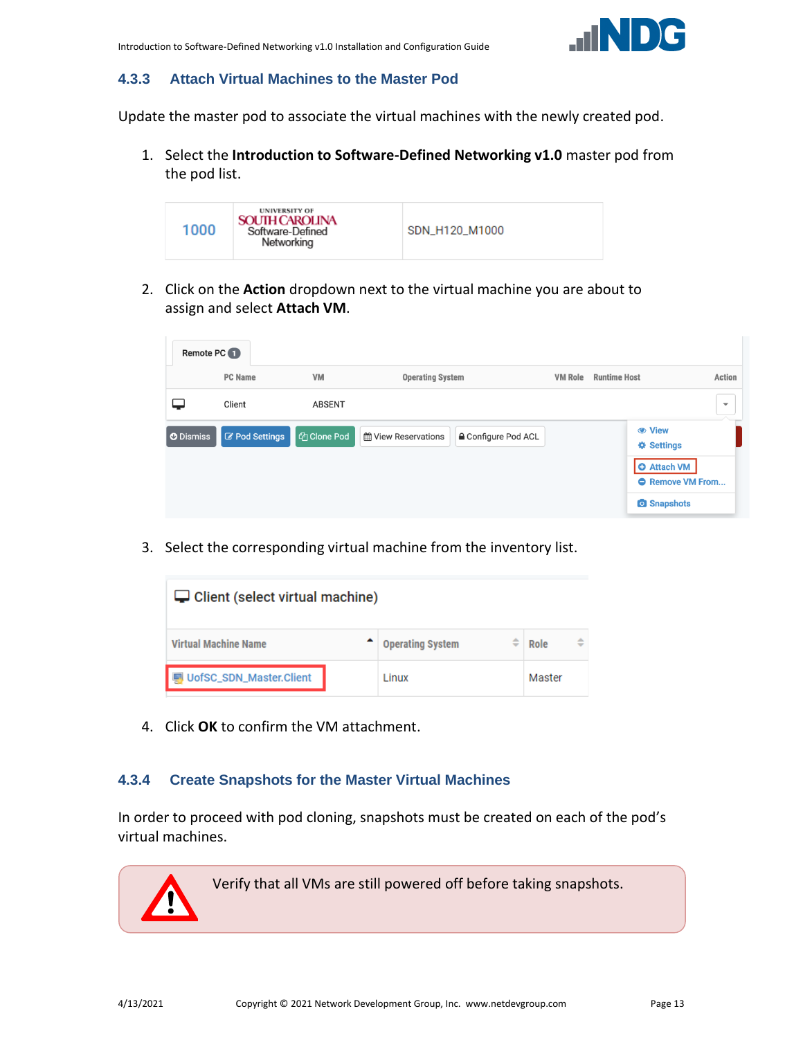### 4.3.3 Attach Virtual Machines to the Master Pod

Update the master pod to associate the virtual machines with the newly created pod.

1. Select the **Introduction to Software-Defined Networking v1.0** master pod from the pod list.

| 1000 | UNIVERSITY OF SOUTH CAROLINA Software-Defined Networking | SDN_H120_M1000 |
|---|---|---|

2. Click on the **Action** dropdown next to the virtual machine you are about to assign and select **Attach VM**.

3. Select the corresponding virtual machine from the inventory list.

| Virtual Machine Name | Operating System | Role |
|---|---|---|
| UofSC_SDN_Master.Client | Linux | Master |

4. Click **OK** to confirm the VM attachment.

### 4.3.4 Create Snapshots for the Master Virtual Machines

In order to proceed with pod cloning, snapshots must be created on each of the pod's virtual machines.

Verify that all VMs are still powered off before taking snapshots.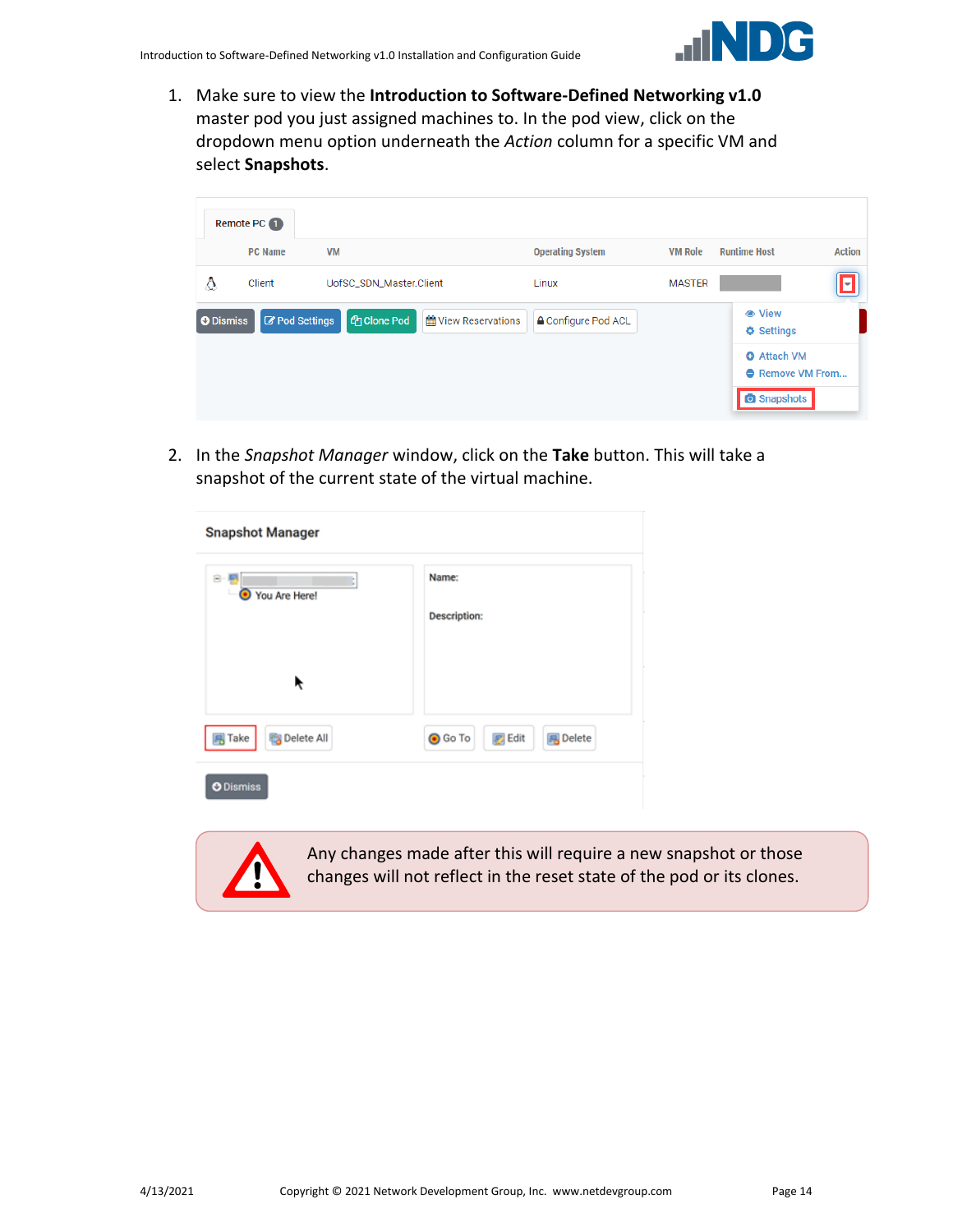1. Make sure to view the **Introduction to Software-Defined Networking v1.0** master pod you just assigned machines to. In the pod view, click on the dropdown menu option underneath the *Action* column for a specific VM and select **Snapshots**.

2. In the *Snapshot Manager* window, click on the **Take** button. This will take a snapshot of the current state of the virtual machine.

Any changes made after this will require a new snapshot or those changes will not reflect in the reset state of the pod or its clones.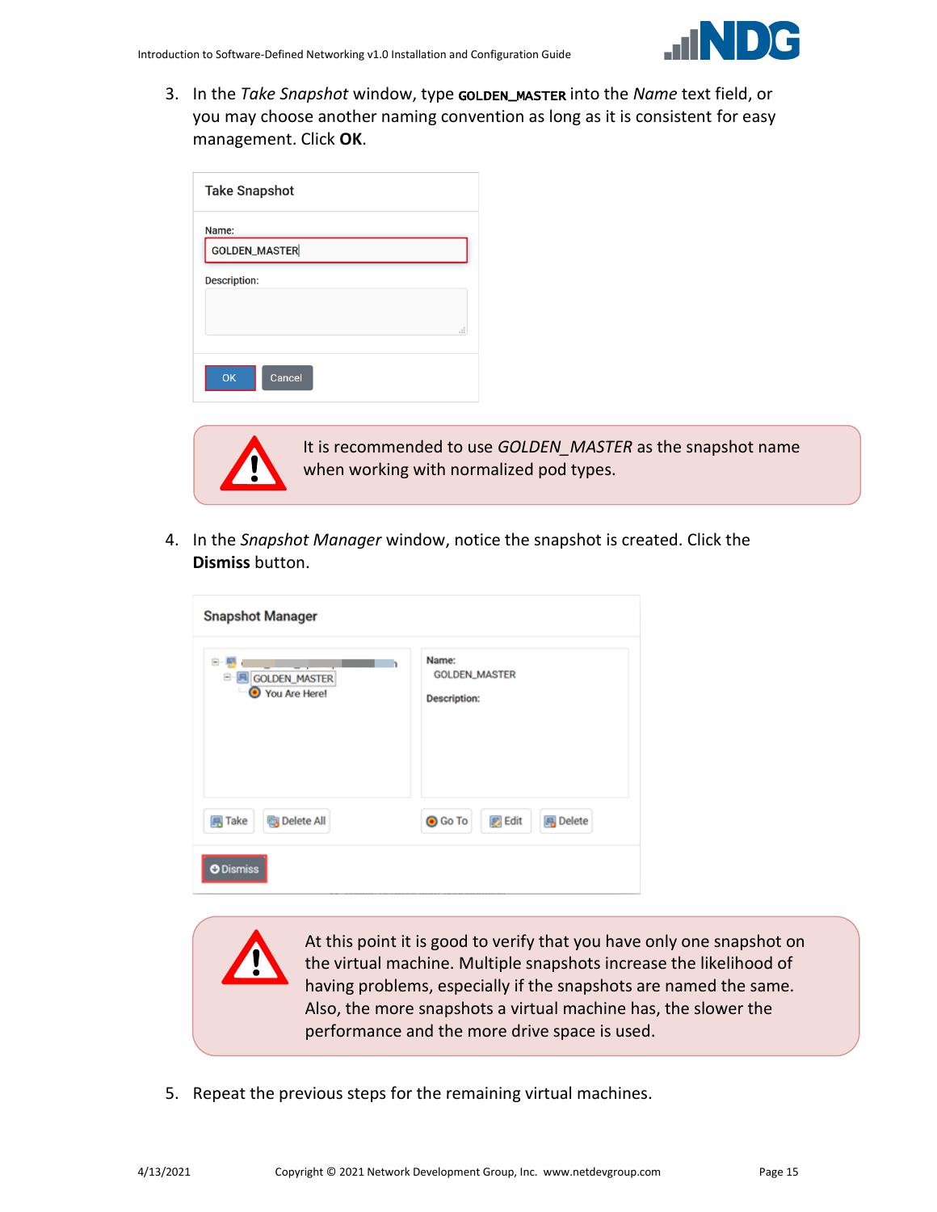3. In the *Take Snapshot* window, type **GOLDEN_MASTER** into the *Name* text field, or you may choose another naming convention as long as it is consistent for easy management. Click **OK**.

> It is recommended to use *GOLDEN_MASTER* as the snapshot name when working with normalized pod types.

4. In the *Snapshot Manager* window, notice the snapshot is created. Click the **Dismiss** button.

> At this point it is good to verify that you have only one snapshot on the virtual machine. Multiple snapshots increase the likelihood of having problems, especially if the snapshots are named the same. Also, the more snapshots a virtual machine has, the slower the performance and the more drive space is used.

5. Repeat the previous steps for the remaining virtual machines.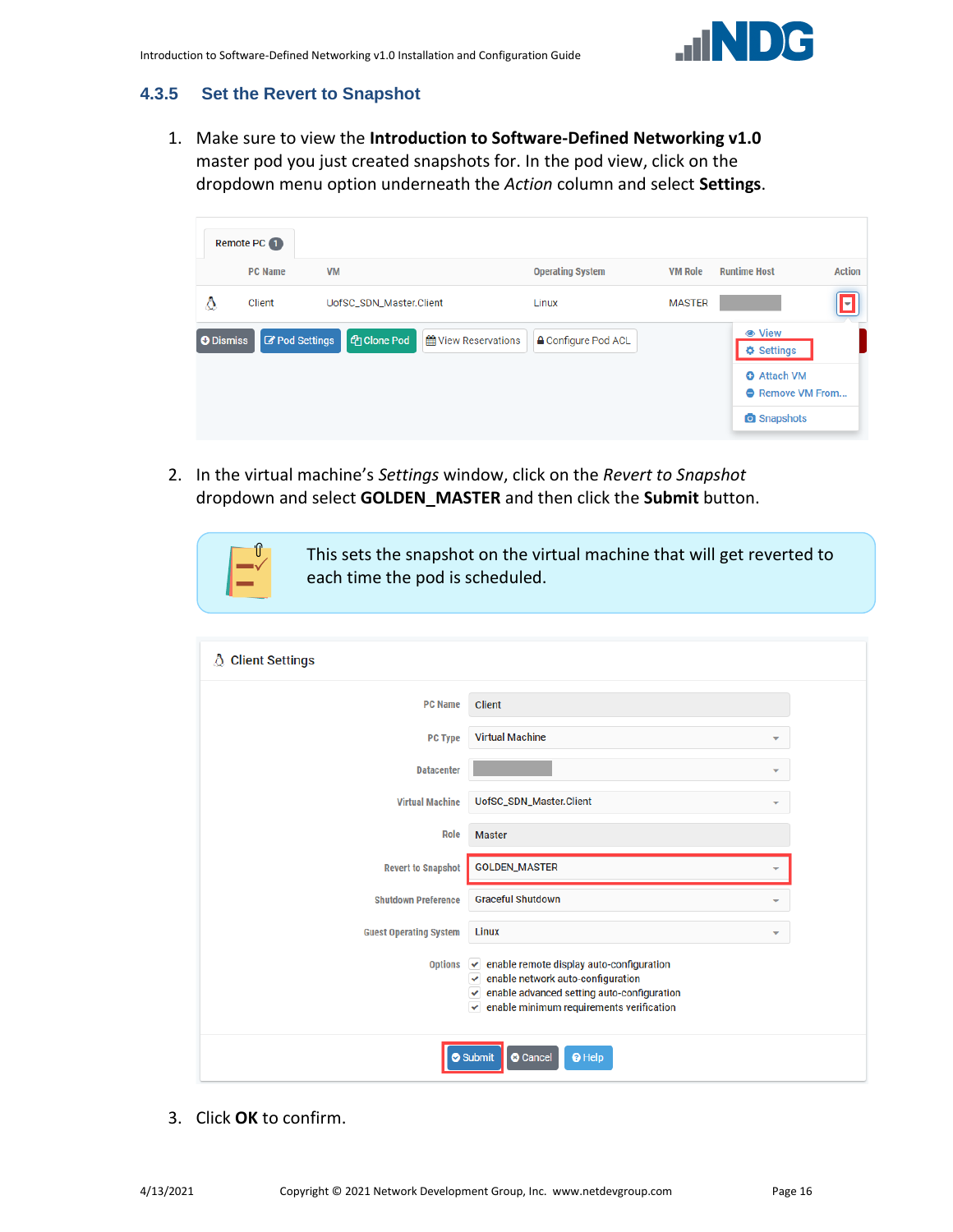### 4.3.5 Set the Revert to Snapshot

1. Make sure to view the **Introduction to Software-Defined Networking v1.0** master pod you just created snapshots for. In the pod view, click on the dropdown menu option underneath the *Action* column and select **Settings**.

2. In the virtual machine's *Settings* window, click on the *Revert to Snapshot* dropdown and select **GOLDEN_MASTER** and then click the **Submit** button.

   This sets the snapshot on the virtual machine that will get reverted to each time the pod is scheduled.

3. Click **OK** to confirm.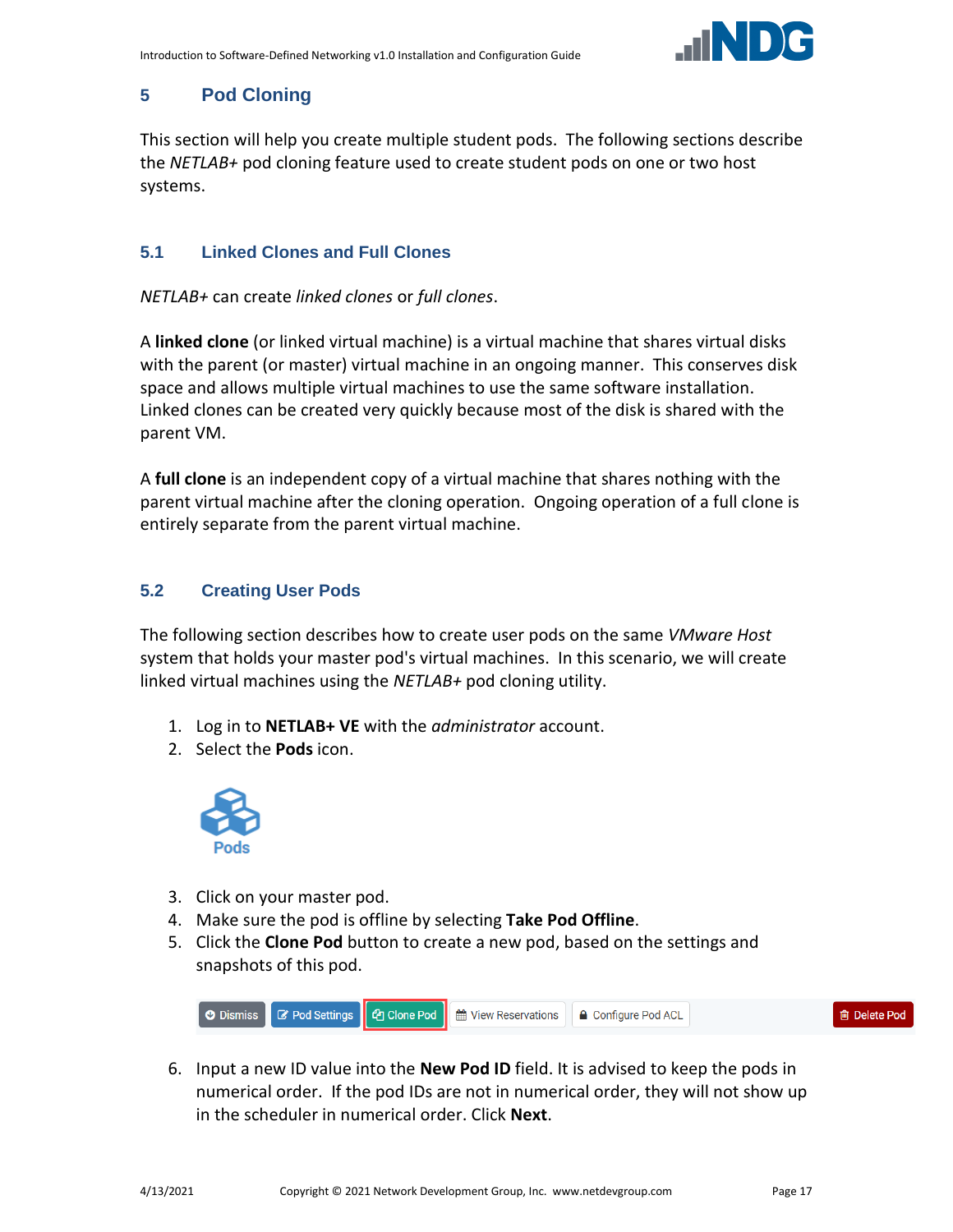# 5 Pod Cloning

This section will help you create multiple student pods. The following sections describe the *NETLAB+* pod cloning feature used to create student pods on one or two host systems.

## 5.1 Linked Clones and Full Clones

*NETLAB+* can create *linked clones* or *full clones*.

A **linked clone** (or linked virtual machine) is a virtual machine that shares virtual disks with the parent (or master) virtual machine in an ongoing manner. This conserves disk space and allows multiple virtual machines to use the same software installation. Linked clones can be created very quickly because most of the disk is shared with the parent VM.

A **full clone** is an independent copy of a virtual machine that shares nothing with the parent virtual machine after the cloning operation. Ongoing operation of a full clone is entirely separate from the parent virtual machine.

## 5.2 Creating User Pods

The following section describes how to create user pods on the same *VMware Host* system that holds your master pod's virtual machines. In this scenario, we will create linked virtual machines using the *NETLAB+* pod cloning utility.

1. Log in to **NETLAB+ VE** with the *administrator* account.
2. Select the **Pods** icon.

   Pods

3. Click on your master pod.
4. Make sure the pod is offline by selecting **Take Pod Offline**.
5. Click the **Clone Pod** button to create a new pod, based on the settings and snapshots of this pod.

   Dismiss | Pod Settings | Clone Pod | View Reservations | Configure Pod ACL | Delete Pod

6. Input a new ID value into the **New Pod ID** field. It is advised to keep the pods in numerical order. If the pod IDs are not in numerical order, they will not show up in the scheduler in numerical order. Click **Next**.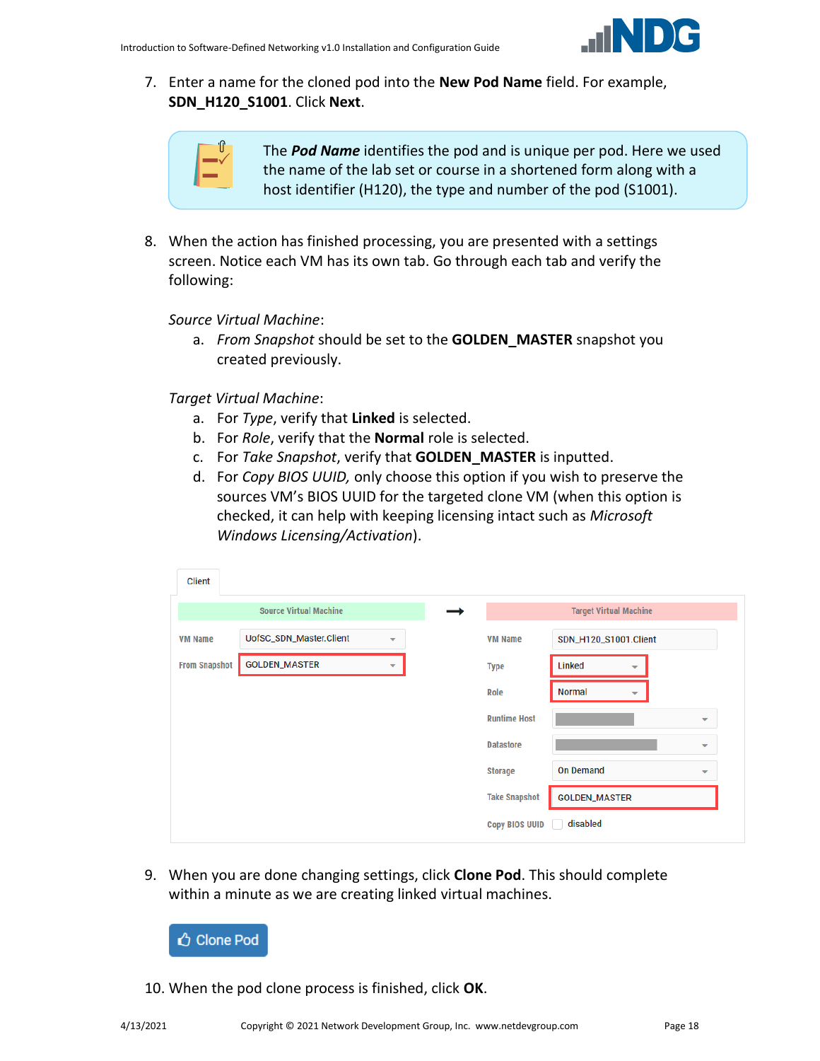7. Enter a name for the cloned pod into the **New Pod Name** field. For example, **SDN_H120_S1001**. Click **Next**.

> The ***Pod Name*** identifies the pod and is unique per pod. Here we used the name of the lab set or course in a shortened form along with a host identifier (H120), the type and number of the pod (S1001).

8. When the action has finished processing, you are presented with a settings screen. Notice each VM has its own tab. Go through each tab and verify the following:

   *Source Virtual Machine*:

   a. *From Snapshot* should be set to the **GOLDEN_MASTER** snapshot you created previously.

   *Target Virtual Machine*:

   a. For *Type*, verify that **Linked** is selected.
   b. For *Role*, verify that the **Normal** role is selected.
   c. For *Take Snapshot*, verify that **GOLDEN_MASTER** is inputted.
   d. For *Copy BIOS UUID,* only choose this option if you wish to preserve the sources VM's BIOS UUID for the targeted clone VM (when this option is checked, it can help with keeping licensing intact such as *Microsoft Windows Licensing/Activation*).

Client

| Source Virtual Machine | |
|---|---|
| VM Name | UofSC_SDN_Master.Client |
| From Snapshot | GOLDEN_MASTER |

| Target Virtual Machine | |
|---|---|
| VM Name | SDN_H120_S1001.Client |
| Type | Linked |
| Role | Normal |
| Runtime Host | |
| Datastore | |
| Storage | On Demand |
| Take Snapshot | GOLDEN_MASTER |
| Copy BIOS UUID | disabled |

9. When you are done changing settings, click **Clone Pod**. This should complete within a minute as we are creating linked virtual machines.

Clone Pod

10. When the pod clone process is finished, click **OK**.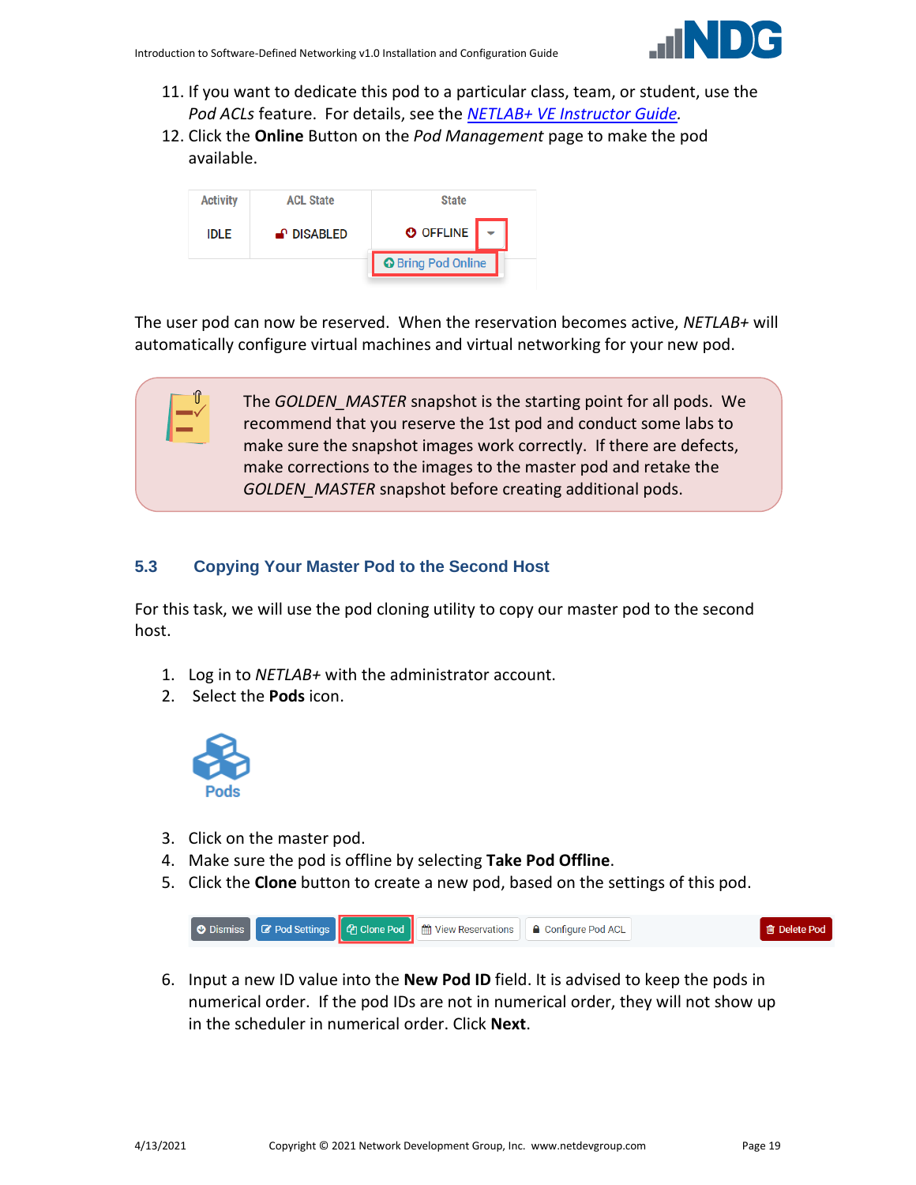11. If you want to dedicate this pod to a particular class, team, or student, use the *Pod ACLs* feature. For details, see the [*NETLAB+ VE Instructor Guide*](#).
12. Click the **Online** Button on the *Pod Management* page to make the pod available.

The user pod can now be reserved. When the reservation becomes active, *NETLAB+* will automatically configure virtual machines and virtual networking for your new pod.

> The *GOLDEN_MASTER* snapshot is the starting point for all pods. We recommend that you reserve the 1st pod and conduct some labs to make sure the snapshot images work correctly. If there are defects, make corrections to the images to the master pod and retake the *GOLDEN_MASTER* snapshot before creating additional pods.

## 5.3 Copying Your Master Pod to the Second Host

For this task, we will use the pod cloning utility to copy our master pod to the second host.

1. Log in to *NETLAB+* with the administrator account.
2. Select the **Pods** icon.
3. Click on the master pod.
4. Make sure the pod is offline by selecting **Take Pod Offline**.
5. Click the **Clone** button to create a new pod, based on the settings of this pod.
6. Input a new ID value into the **New Pod ID** field. It is advised to keep the pods in numerical order. If the pod IDs are not in numerical order, they will not show up in the scheduler in numerical order. Click **Next**.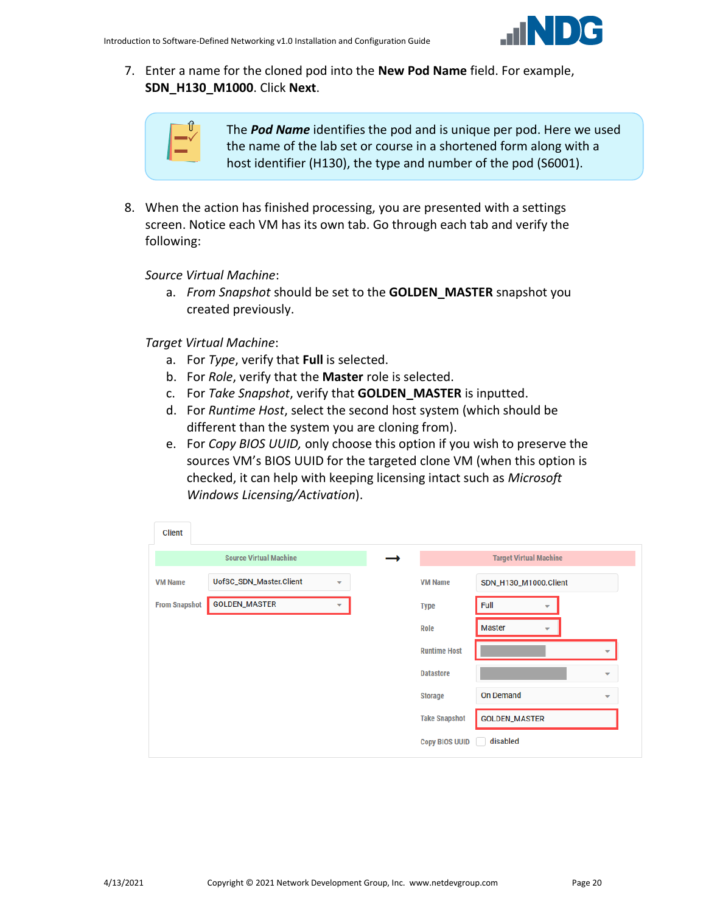7. Enter a name for the cloned pod into the **New Pod Name** field. For example, **SDN_H130_M1000**. Click **Next**.

> The ***Pod Name*** identifies the pod and is unique per pod. Here we used the name of the lab set or course in a shortened form along with a host identifier (H130), the type and number of the pod (S6001).

8. When the action has finished processing, you are presented with a settings screen. Notice each VM has its own tab. Go through each tab and verify the following:

   *Source Virtual Machine*:

   a. *From Snapshot* should be set to the **GOLDEN_MASTER** snapshot you created previously.

   *Target Virtual Machine*:

   a. For *Type*, verify that **Full** is selected.
   b. For *Role*, verify that the **Master** role is selected.
   c. For *Take Snapshot*, verify that **GOLDEN_MASTER** is inputted.
   d. For *Runtime Host*, select the second host system (which should be different than the system you are cloning from).
   e. For *Copy BIOS UUID,* only choose this option if you wish to preserve the sources VM's BIOS UUID for the targeted clone VM (when this option is checked, it can help with keeping licensing intact such as *Microsoft Windows Licensing/Activation*).

Client

| Source Virtual Machine | | → | Target Virtual Machine | |
|---|---|---|---|---|
| VM Name | UofSC_SDN_Master.Client | | VM Name | SDN_H130_M1000.Client |
| From Snapshot | GOLDEN_MASTER | | Type | Full |
| | | | Role | Master |
| | | | Runtime Host | |
| | | | Datastore | |
| | | | Storage | On Demand |
| | | | Take Snapshot | GOLDEN_MASTER |
| | | | Copy BIOS UUID | disabled |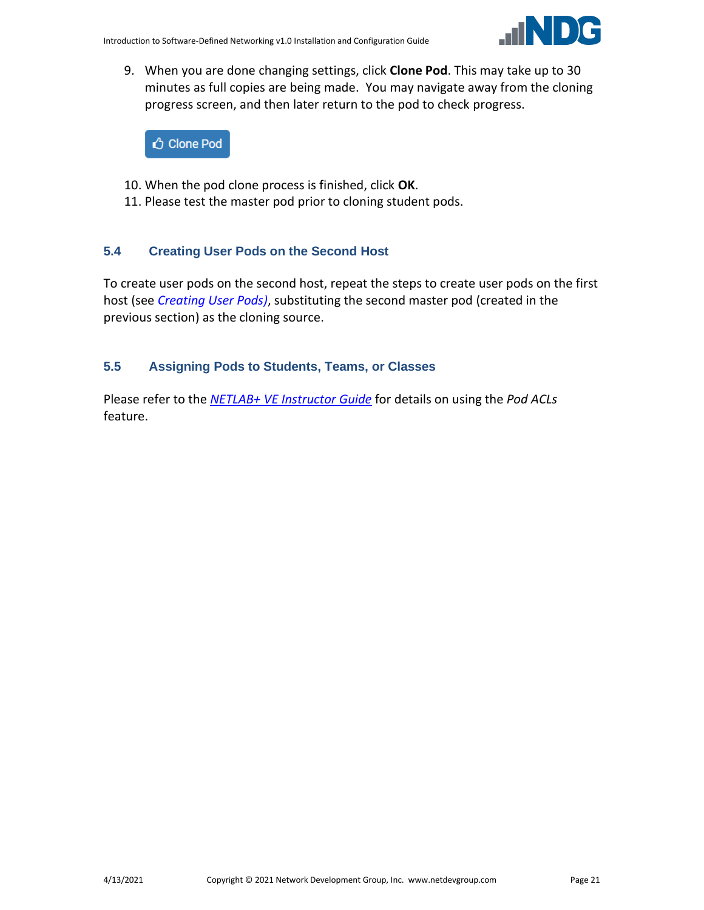9. When you are done changing settings, click **Clone Pod**. This may take up to 30 minutes as full copies are being made. You may navigate away from the cloning progress screen, and then later return to the pod to check progress.

Clone Pod

10. When the pod clone process is finished, click **OK**.
11. Please test the master pod prior to cloning student pods.

### 5.4 Creating User Pods on the Second Host

To create user pods on the second host, repeat the steps to create user pods on the first host (see *Creating User Pods)*, substituting the second master pod (created in the previous section) as the cloning source.

### 5.5 Assigning Pods to Students, Teams, or Classes

Please refer to the *NETLAB+ VE Instructor Guide* for details on using the *Pod ACLs* feature.